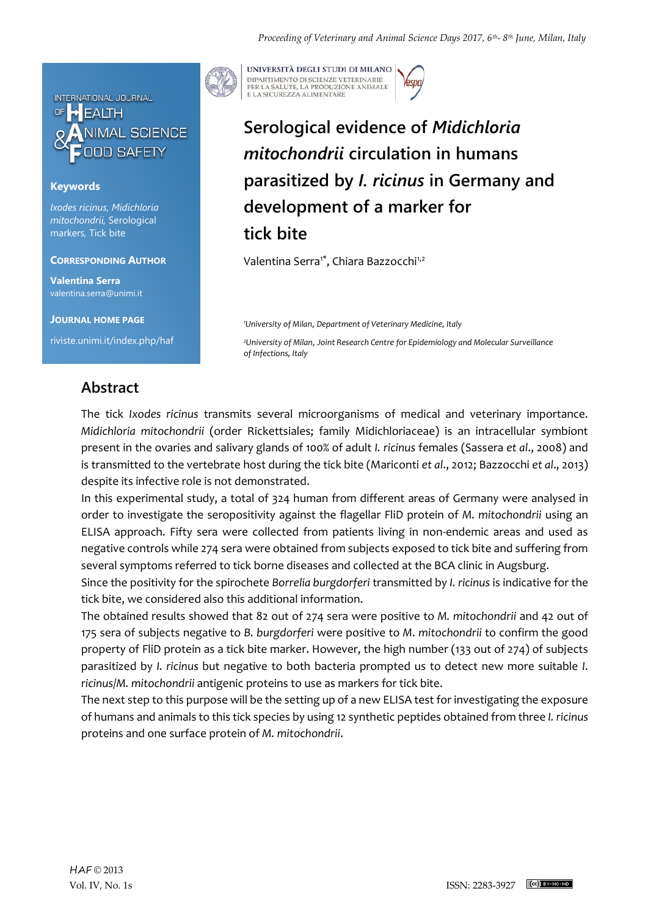# Serological evidence of *Midichloria mitochondrii* circulation in humans parasitized by *I. ricinus* in Germany and development of a marker for tick bite

Valentina Serra[1*], Chiara Bazzocchi[1,2]

[1]University of Milan, Department of Veterinary Medicine, Italy

[2]University of Milan, Joint Research Centre for Epidemiology and Molecular Surveillance of Infections, Italy

**Keywords**

*Ixodes ricinus, Midichloria mitochondrii*, Serological markers, Tick bite

**Corresponding Author**

**Valentina Serra**
valentina.serra@unimi.it

**Journal Home Page**

riviste.unimi.it/index.php/haf

## Abstract

The tick *Ixodes ricinus* transmits several microorganisms of medical and veterinary importance. *Midichloria mitochondrii* (order Rickettsiales; family Midichloriaceae) is an intracellular symbiont present in the ovaries and salivary glands of 100% of adult *I. ricinus* females (Sassera *et al*., 2008) and is transmitted to the vertebrate host during the tick bite (Mariconti *et al*., 2012; Bazzocchi *et al*., 2013) despite its infective role is not demonstrated.

In this experimental study, a total of 324 human from different areas of Germany were analysed in order to investigate the seropositivity against the flagellar FliD protein of *M. mitochondrii* using an ELISA approach. Fifty sera were collected from patients living in non-endemic areas and used as negative controls while 274 sera were obtained from subjects exposed to tick bite and suffering from several symptoms referred to tick borne diseases and collected at the BCA clinic in Augsburg.

Since the positivity for the spirochete *Borrelia burgdorferi* transmitted by *I. ricinus* is indicative for the tick bite, we considered also this additional information.

The obtained results showed that 82 out of 274 sera were positive to *M. mitochondrii* and 42 out of 175 sera of subjects negative to *B. burgdorferi* were positive to *M. mitochondrii* to confirm the good property of FliD protein as a tick bite marker. However, the high number (133 out of 274) of subjects parasitized by *I. ricinus* but negative to both bacteria prompted us to detect new more suitable *I. ricinus*/*M. mitochondrii* antigenic proteins to use as markers for tick bite.

The next step to this purpose will be the setting up of a new ELISA test for investigating the exposure of humans and animals to this tick species by using 12 synthetic peptides obtained from three *I. ricinus* proteins and one surface protein of *M. mitochondrii*.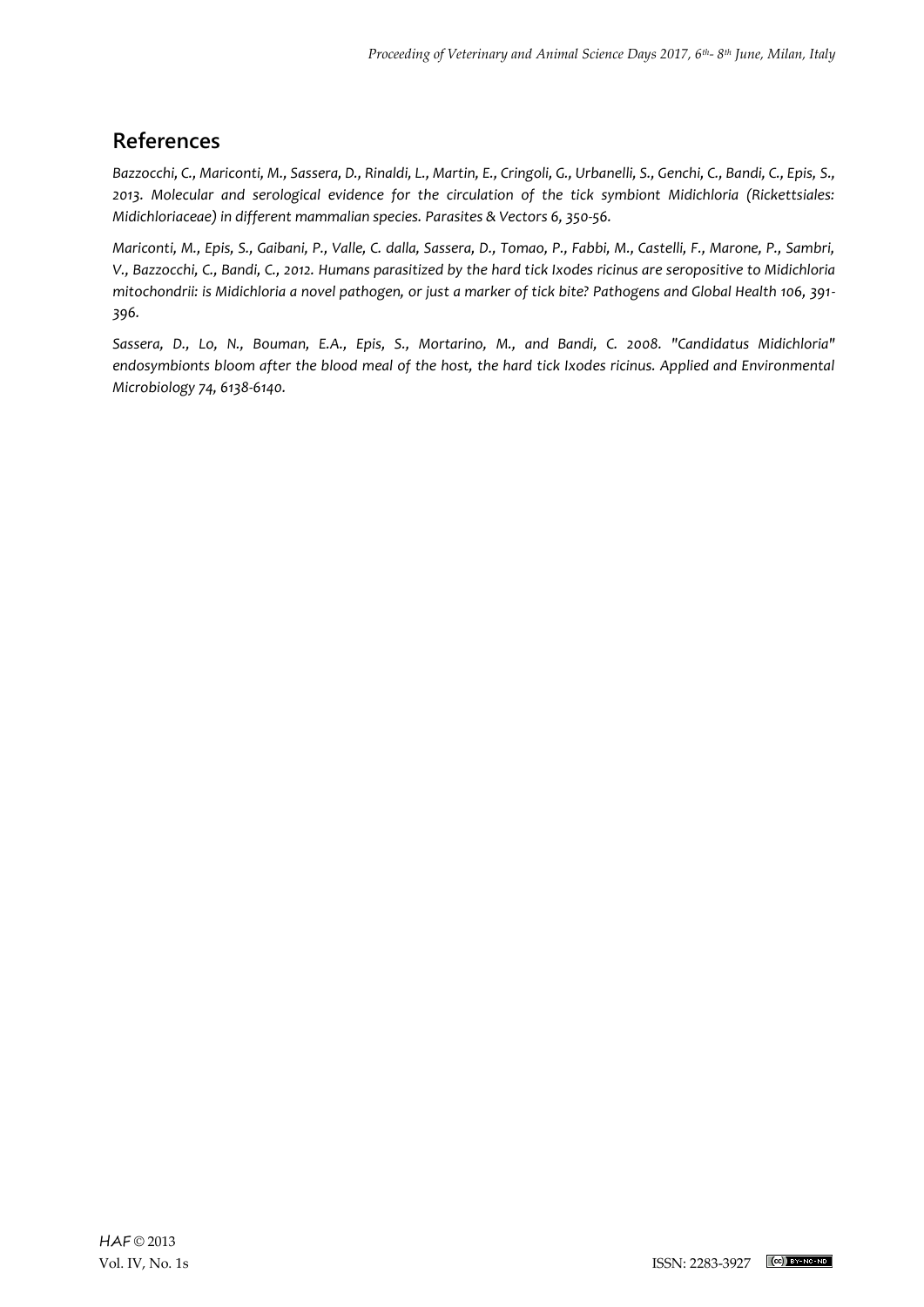## References

*Bazzocchi, C., Mariconti, M., Sassera, D., Rinaldi, L., Martin, E., Cringoli, G., Urbanelli, S., Genchi, C., Bandi, C., Epis, S., 2013. Molecular and serological evidence for the circulation of the tick symbiont Midichloria (Rickettsiales: Midichloriaceae) in different mammalian species. Parasites & Vectors 6, 350-56.*

*Mariconti, M., Epis, S., Gaibani, P., Valle, C. dalla, Sassera, D., Tomao, P., Fabbi, M., Castelli, F., Marone, P., Sambri, V., Bazzocchi, C., Bandi, C., 2012. Humans parasitized by the hard tick Ixodes ricinus are seropositive to Midichloria mitochondrii: is Midichloria a novel pathogen, or just a marker of tick bite? Pathogens and Global Health 106, 391-396.*

*Sassera, D., Lo, N., Bouman, E.A., Epis, S., Mortarino, M., and Bandi, C. 2008. "Candidatus Midichloria" endosymbionts bloom after the blood meal of the host, the hard tick Ixodes ricinus. Applied and Environmental Microbiology 74, 6138-6140.*